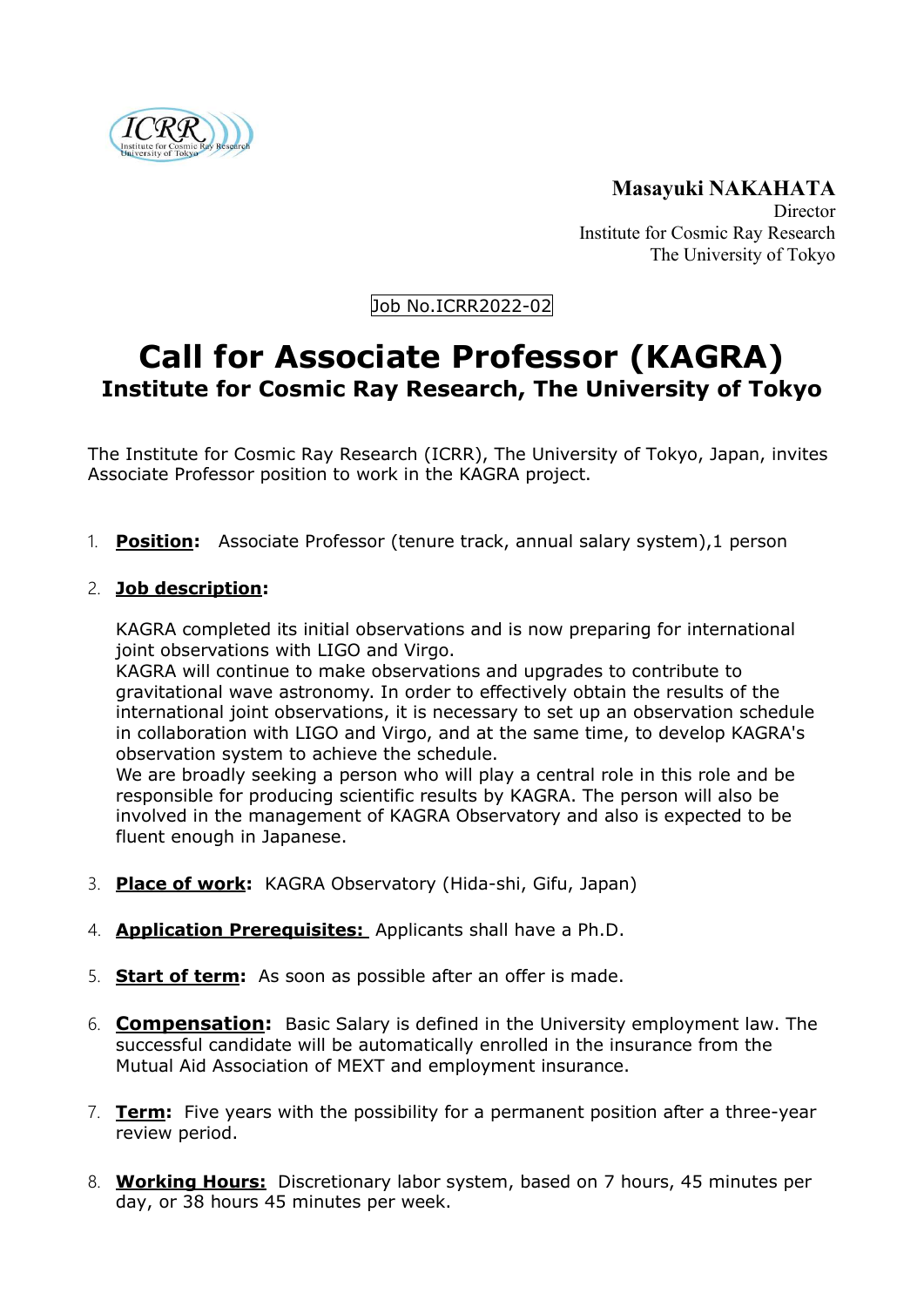**Masayuki NAKAHATA**
Director
Institute for Cosmic Ray Research
The University of Tokyo

Job No.ICRR2022-02

# Call for Associate Professor (KAGRA)

## Institute for Cosmic Ray Research, The University of Tokyo

The Institute for Cosmic Ray Research (ICRR), The University of Tokyo, Japan, invites Associate Professor position to work in the KAGRA project.

1. **Position:** Associate Professor (tenure track, annual salary system),1 person

2. **Job description:**

   KAGRA completed its initial observations and is now preparing for international joint observations with LIGO and Virgo.
   KAGRA will continue to make observations and upgrades to contribute to gravitational wave astronomy. In order to effectively obtain the results of the international joint observations, it is necessary to set up an observation schedule in collaboration with LIGO and Virgo, and at the same time, to develop KAGRA's observation system to achieve the schedule.
   We are broadly seeking a person who will play a central role in this role and be responsible for producing scientific results by KAGRA. The person will also be involved in the management of KAGRA Observatory and also is expected to be fluent enough in Japanese.

3. **Place of work:** KAGRA Observatory (Hida-shi, Gifu, Japan)

4. **Application Prerequisites:** Applicants shall have a Ph.D.

5. **Start of term:** As soon as possible after an offer is made.

6. **Compensation:** Basic Salary is defined in the University employment law. The successful candidate will be automatically enrolled in the insurance from the Mutual Aid Association of MEXT and employment insurance.

7. **Term:** Five years with the possibility for a permanent position after a three-year review period.

8. **Working Hours:** Discretionary labor system, based on 7 hours, 45 minutes per day, or 38 hours 45 minutes per week.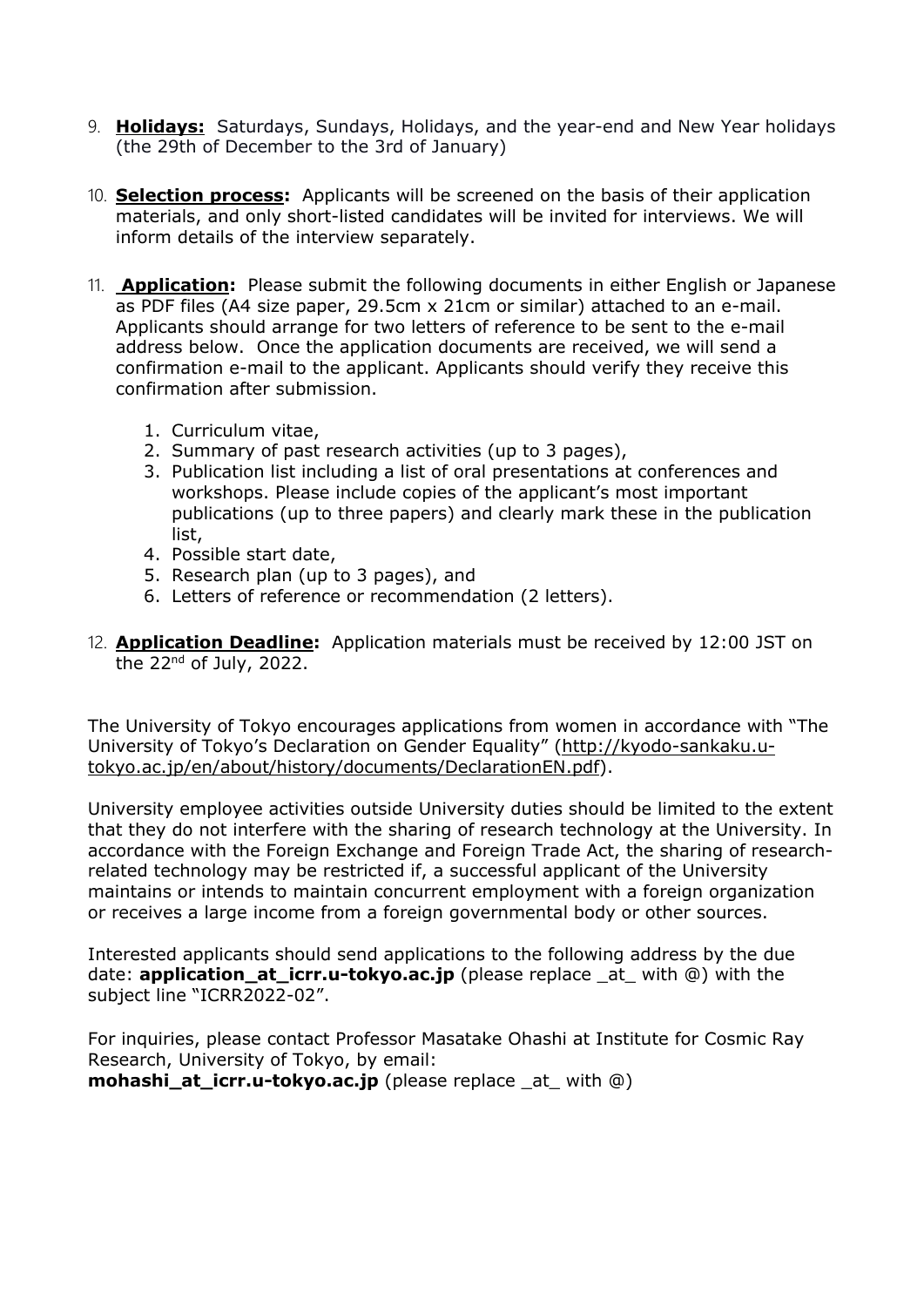9. **Holidays:** Saturdays, Sundays, Holidays, and the year-end and New Year holidays (the 29th of December to the 3rd of January)

10. **Selection process:** Applicants will be screened on the basis of their application materials, and only short-listed candidates will be invited for interviews. We will inform details of the interview separately.

11. **Application:** Please submit the following documents in either English or Japanese as PDF files (A4 size paper, 29.5cm x 21cm or similar) attached to an e-mail. Applicants should arrange for two letters of reference to be sent to the e-mail address below. Once the application documents are received, we will send a confirmation e-mail to the applicant. Applicants should verify they receive this confirmation after submission.

    1. Curriculum vitae,
    2. Summary of past research activities (up to 3 pages),
    3. Publication list including a list of oral presentations at conferences and workshops. Please include copies of the applicant's most important publications (up to three papers) and clearly mark these in the publication list,
    4. Possible start date,
    5. Research plan (up to 3 pages), and
    6. Letters of reference or recommendation (2 letters).

12. **Application Deadline:** Application materials must be received by 12:00 JST on the 22nd of July, 2022.

The University of Tokyo encourages applications from women in accordance with "The University of Tokyo's Declaration on Gender Equality" (http://kyodo-sankaku.u-tokyo.ac.jp/en/about/history/documents/DeclarationEN.pdf).

University employee activities outside University duties should be limited to the extent that they do not interfere with the sharing of research technology at the University. In accordance with the Foreign Exchange and Foreign Trade Act, the sharing of research-related technology may be restricted if, a successful applicant of the University maintains or intends to maintain concurrent employment with a foreign organization or receives a large income from a foreign governmental body or other sources.

Interested applicants should send applications to the following address by the due date: **application_at_icrr.u-tokyo.ac.jp** (please replace _at_ with @) with the subject line "ICRR2022-02".

For inquiries, please contact Professor Masatake Ohashi at Institute for Cosmic Ray Research, University of Tokyo, by email:
**mohashi_at_icrr.u-tokyo.ac.jp** (please replace _at_ with @)